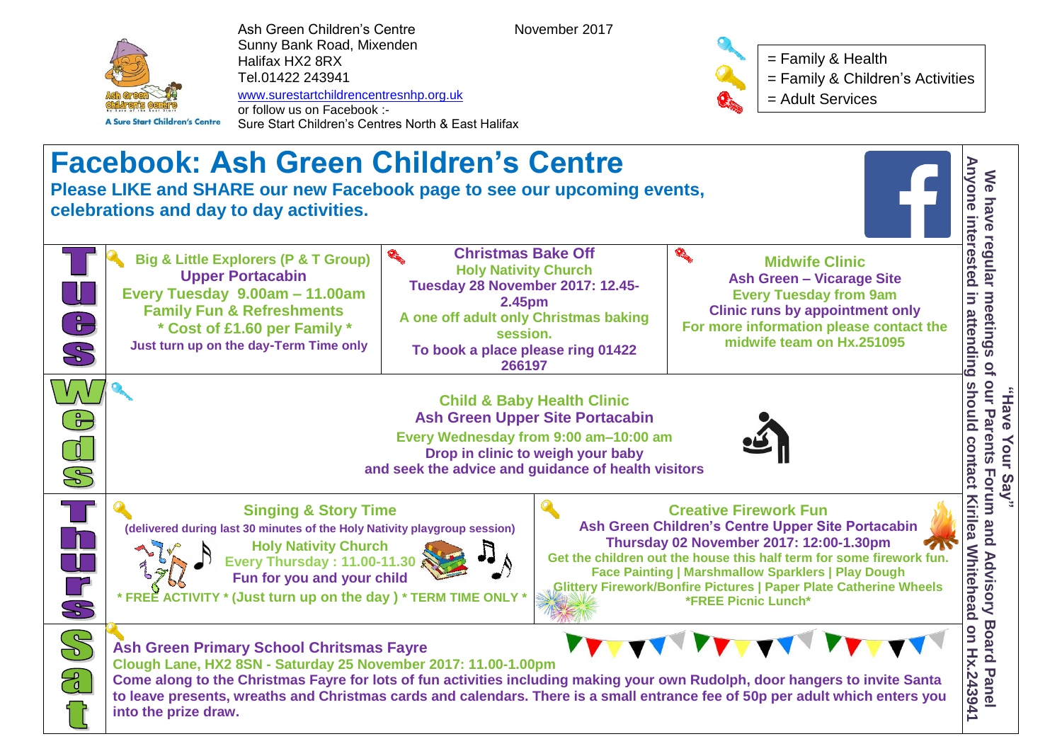Ash Green Children's Centre
Sunny Bank Road, Mixenden
Halifax HX2 8RX
Tel.01422 243941
www.surestartchildrencentresnhp.org.uk
or follow us on Facebook :-
Sure Start Children's Centres North & East Halifax

November 2017

- = Family & Health
- = Family & Children's Activities
- = Adult Services

# Facebook: Ash Green Children's Centre

**Please LIKE and SHARE our new Facebook page to see our upcoming events, celebrations and day to day activities.**

## Tues

**Big & Little Explorers (P & T Group)**
**Upper Portacabin**
**Every Tuesday 9.00am – 11.00am**
**Family Fun & Refreshments**
**\* Cost of £1.60 per Family \***
Just turn up on the day-Term Time only

**Christmas Bake Off**
**Holy Nativity Church**
**Tuesday 28 November 2017: 12.45-2.45pm**
A one off adult only Christmas baking session.
To book a place please ring 01422 266197

**Midwife Clinic**
**Ash Green – Vicarage Site**
**Every Tuesday from 9am**
Clinic runs by appointment only
For more information please contact the midwife team on Hx.251095

## Weds

**Child & Baby Health Clinic**
**Ash Green Upper Site Portacabin**
**Every Wednesday from 9:00 am–10:00 am**
Drop in clinic to weigh your baby
and seek the advice and guidance of health visitors

## Thurs

**Singing & Story Time**
(delivered during last 30 minutes of the Holy Nativity playgroup session)
**Holy Nativity Church**
**Every Thursday : 11.00-11.30**
Fun for you and your child
\* FREE ACTIVITY \* (Just turn up on the day ) \* TERM TIME ONLY \*

**Creative Firework Fun**
**Ash Green Children's Centre Upper Site Portacabin**
**Thursday 02 November 2017: 12:00-1.30pm**
Get the children out the house this half term for some firework fun.
Face Painting | Marshmallow Sparklers | Play Dough
Glittery Firework/Bonfire Pictures | Paper Plate Catherine Wheels
\*FREE Picnic Lunch\*

## Sat

**Ash Green Primary School Chritsmas Fayre**
**Clough Lane, HX2 8SN - Saturday 25 November 2017: 11.00-1.00pm**
Come along to the Christmas Fayre for lots of fun activities including making your own Rudolph, door hangers to invite Santa to leave presents, wreaths and Christmas cards and calendars. There is a small entrance fee of 50p per adult which enters you into the prize draw.

**"Have Your Say"**
**We have regular meetings of our Parents Forum and Advisory Board Panel**
**Anyone interested in attending should contact Kirilea Whitehead on Hx.243941**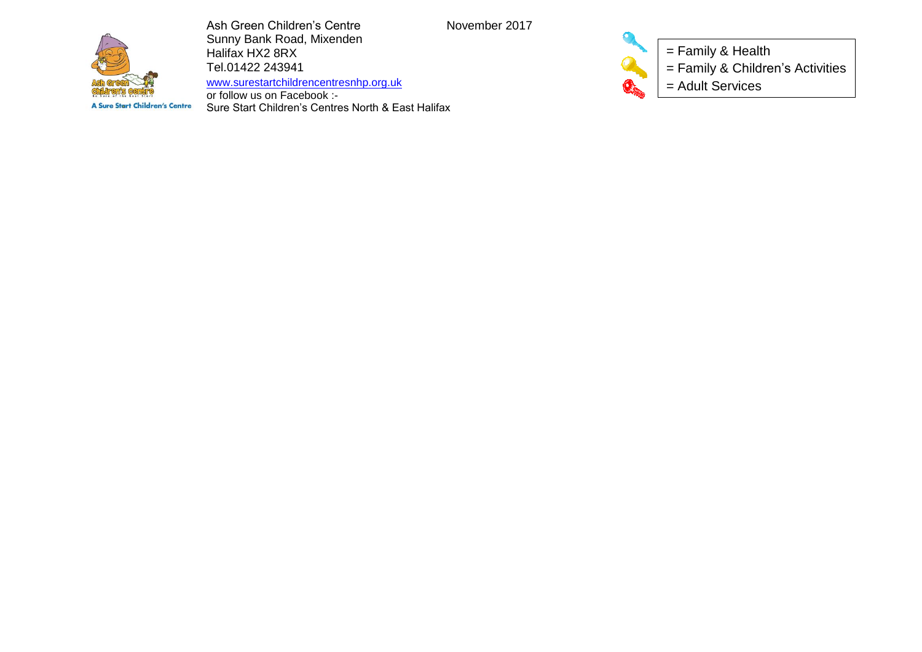Ash Green Children's Centre

November 2017

Sunny Bank Road, Mixenden

Halifax HX2 8RX

Tel.01422 243941

www.surestartchildrencentresnhp.org.uk

or follow us on Facebook :-

Sure Start Children's Centres North & East Halifax

A Sure Start Children's Centre

= Family & Health

= Family & Children's Activities

= Adult Services